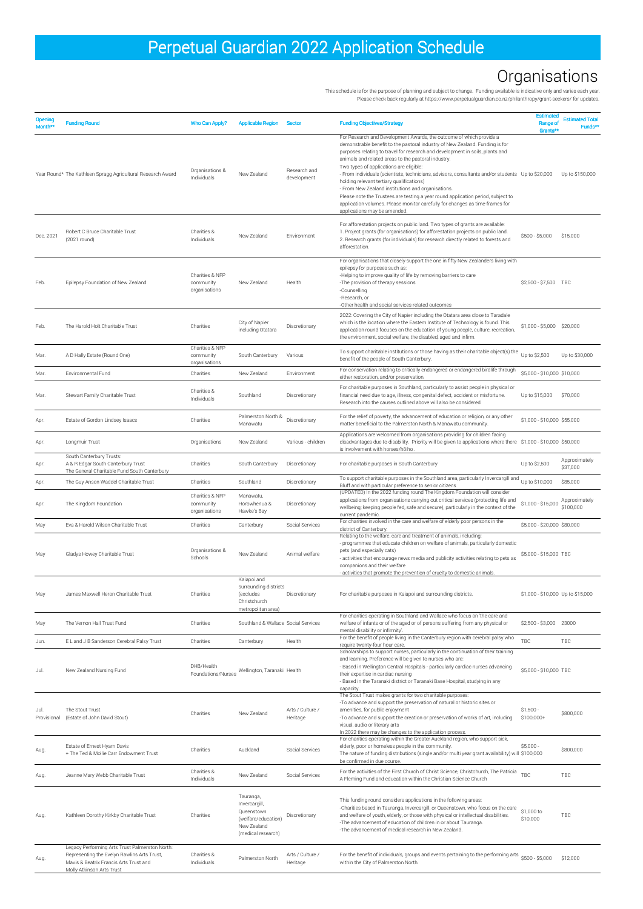# Perpetual Guardian 2022 Application Schedule

## Organisations

This schedule is for the purpose of planning and subject to change. Funding available is indicative only and varies each year. Please check back regularly at https://www.perpetualguardian.co.nz/philanthropy/grant-seekers/ for updates.

| Opening Month** | Funding Round | Who Can Apply? | Applicable Region | Sector | Funding Objectives/Strategy | Estimated Range of Grants** | Estimated Total Funds** |
|---|---|---|---|---|---|---|---|
| Year Round* | The Kathleen Spragg Agricultural Research Award | Organisations & Individuals | New Zealand | Research and development | For Research and Development Awards, the outcome of which provide a demonstrable benefit to the pastoral industry of New Zealand. Funding is for purposes relating to travel for research and development in soils, plants and animals and related areas to the pastoral industry. Two types of applications are eligible: - From individuals (scientists, technicians, advisors, consultants and/or students holding relevant tertiary qualifications) - From New Zealand institutions and organisations. Please note the Trustees are testing a year round application period, subject to application volumes. Please monitor carefully for changes as time-frames for applications may be amended. | Up to $20,000 | Up to $150,000 |
| Dec. 2021 | Robert C Bruce Charitable Trust (2021 round) | Charities & Individuals | New Zealand | Environment | For afforestation projects on public land. Two types of grants are available: 1. Project grants (for organisations) for afforestation projects on public land. 2. Research grants (for individuals) for research directly related to forests and afforestation. | $500 - $5,000 | $15,000 |
| Feb. | Epilepsy Foundation of New Zealand | Charities & NFP community organisations | New Zealand | Health | For organisations that closely support the one in fifty New Zealanders living with epilepsy for purposes such as: -Helping to improve quality of life by removing barriers to care -The provision of therapy sessions -Counselling -Research, or -Other health and social services related outcomes | $2,500 - $7,500 | TBC |
| Feb. | The Harold Holt Charitable Trust | Charities | City of Napier including Otatara | Discretionary | 2022: Covering the City of Napier including the Otatara area close to Taradale which is the location where the Eastern Institute of Technology is found. This application round focuses on the education of young people, culture, recreation, the environment, social welfare, the disabled, aged and infirm. | $1,000 - $5,000 | $20,000 |
| Mar. | A D Hally Estate (Round One) | Charities & NFP community organisations | South Canterbury | Various | To support charitable institutions or those having as their charitable object(s) the benefit of the people of South Canterbury. | Up to $2,500 | Up to $30,000 |
| Mar. | Environmental Fund | Charities | New Zealand | Environment | For conservation relating to critically endangered or endangered birdlife through either restoration, and/or preservation. | $5,000 - $10,000 | $10,000 |
| Mar. | Stewart Family Charitable Trust | Charities & Individuals | Southland | Discretionary | For charitable purposes in Southland, particularly to assist people in physical or financial need due to age, illness, congenital defect, accident or misfortune. Research into the causes outlined above will also be considered. | Up to $15,000 | $70,000 |
| Apr. | Estate of Gordon Lindsey Isaacs | Charities | Palmerston North & Manawatu | Discretionary | For the relief of poverty, the advancement of education or religion, or any other matter beneficial to the Palmerston North & Manawatu community. | $1,000 - $10,000 | $55,000 |
| Apr. | Longmuir Trust | Organisations | New Zealand | Various - children | Applications are welcomed from organisations providing for children facing disadvantages due to disability. Priority will be given to applications where there is involvement with horses/hōiho . | $1,000 - $10,000 | $50,000 |
| Apr. | South Canterbury Trusts: A & R Edgar South Canterbury Trust The General Charitable Fund South Canterbury | Charities | South Canterbury | Discretionary | For charitable purposes in South Canterbury | Up to $2,500 | Approximately $37,000 |
| Apr. | The Guy Anson Waddel Charitable Trust | Charities | Southland | Discretionary | To support charitable purposes in the Southland area, particularly Invercargill and Bluff and with particular preference to senior citizens | Up to $10,000 | $85,000 |
| Apr. | The Kingdom Foundation | Charities & NFP community organisations | Manawatu, Horowhenua & Hawke's Bay | Discretionary | (UPDATED) In the 2022 funding round The Kingdom Foundation will consider applications from organisations carrying out critical services (protecting life and wellbeing; keeping people fed, safe and secure), particularly in the context of the current pandemic. | $1,000 - $15,000 | Approximately $100,000 |
| May | Eva & Harold Wilson Charitable Trust | Charities | Canterbury | Social Services | For charities involved in the care and welfare of elderly poor persons in the district of Canterbury. | $5,000 - $20,000 | $80,000 |
| May | Gladys Howey Charitable Trust | Organisations & Schools | New Zealand | Animal welfare | Relating to the welfare, care and treatment of animals, including: - programmes that educate children on welfare of animals, particularly domestic pets (and especially cats) - activities that encourage news media and publicity activities relating to pets as companions and their welfare - activities that promote the prevention of cruelty to domestic animals. | $5,000 - $15,000 | TBC |
| May | James Maxwell Heron Charitable Trust | Charities | Kaiapoi and surrounding districts (excludes Christchurch metropolitan area) | Discretionary | For charitable purposes in Kaiapoi and surrounding districts. | $1,000 - $10,000 | Up to $15,000 |
| May | The Vernon Hall Trust Fund | Charities | Southland & Wallace | Social Services | For charities operating in Southland and Wallace who focus on 'the care and welfare of infants or of the aged or of persons suffering from any physical or mental disability or infirmity'. | $2,500 - $3,000 | 23000 |
| Jun. | E L and J B Sanderson Cerebral Palsy Trust | Charities | Canterbury | Health | For the benefit of people living in the Canterbury region with cerebral palsy who require twenty-four hour care. | TBC | TBC |
| Jul. | New Zealand Nursing Fund | DHB/Health Foundations/Nurses | Wellington, Taranaki | Health | Scholarships to support nurses, particularly in the continuation of their training and learning. Preference will be given to nurses who are: - Based in Wellington Central Hospitals - particularly cardiac nurses advancing their expertise in cardiac nursing - Based in the Taranaki district or Taranaki Base Hospital, studying in any capacity. | $5,000 - $10,000 | TBC |
| Jul. Provisional | The Stout Trust (Estate of John David Stout) | Charities | New Zealand | Arts / Culture / Heritage | The Stout Trust makes grants for two charitable purposes: -To advance and support the preservation of natural or historic sites or amenities, for public enjoyment -To advance and support the creation or preservation of works of art, including visual, audio or literary arts In 2022 there may be changes to the application process. | $1,500 - $100,000+ | $800,000 |
| Aug. | Estate of Ernest Hyam Davis + The Ted & Mollie Carr Endowment Trust | Charities | Auckland | Social Services | For charities operating within the Greater Auckland region, who support sick, elderly, poor or homeless people in the community. The nature of funding distributions (single and/or multi year grant availability) will be confirmed in due course. | $5,000 - $100,000 | $800,000 |
| Aug. | Jeanne Mary Webb Charitable Trust | Charities & Individuals | New Zealand | Social Services | For the activities of the First Church of Christ Science, Christchurch, The Patricia A Fleming Fund and education within the Christian Science Church | TBC | TBC |
| Aug. | Kathleen Dorothy Kirkby Charitable Trust | Charities | Tauranga, Invercargill, Queenstown (welfare/education) New Zealand (medical research) | Discretionary | This funding round considers applications in the following areas: -Charities based in Tauranga, Invercargill, or Queenstown, who focus on the care and welfare of youth, elderly, or those with physical or intellectual disabilities. -The advancement of education of children in or about Tauranga. -The advancement of medical research in New Zealand. | $1,000 to $10,000 | TBC |
| Aug. | Legacy Performing Arts Trust Palmerston North: Representing the Evelyn Rawlins Arts Trust, Mavis & Beatrix Francis Arts Trust and Molly Atkinson Arts Trust | Charities & Individuals | Palmerston North | Arts / Culture / Heritage | For the benefit of individuals, groups and events pertaining to the performing arts within the City of Palmerston North. | $500 - $5,000 | $12,000 |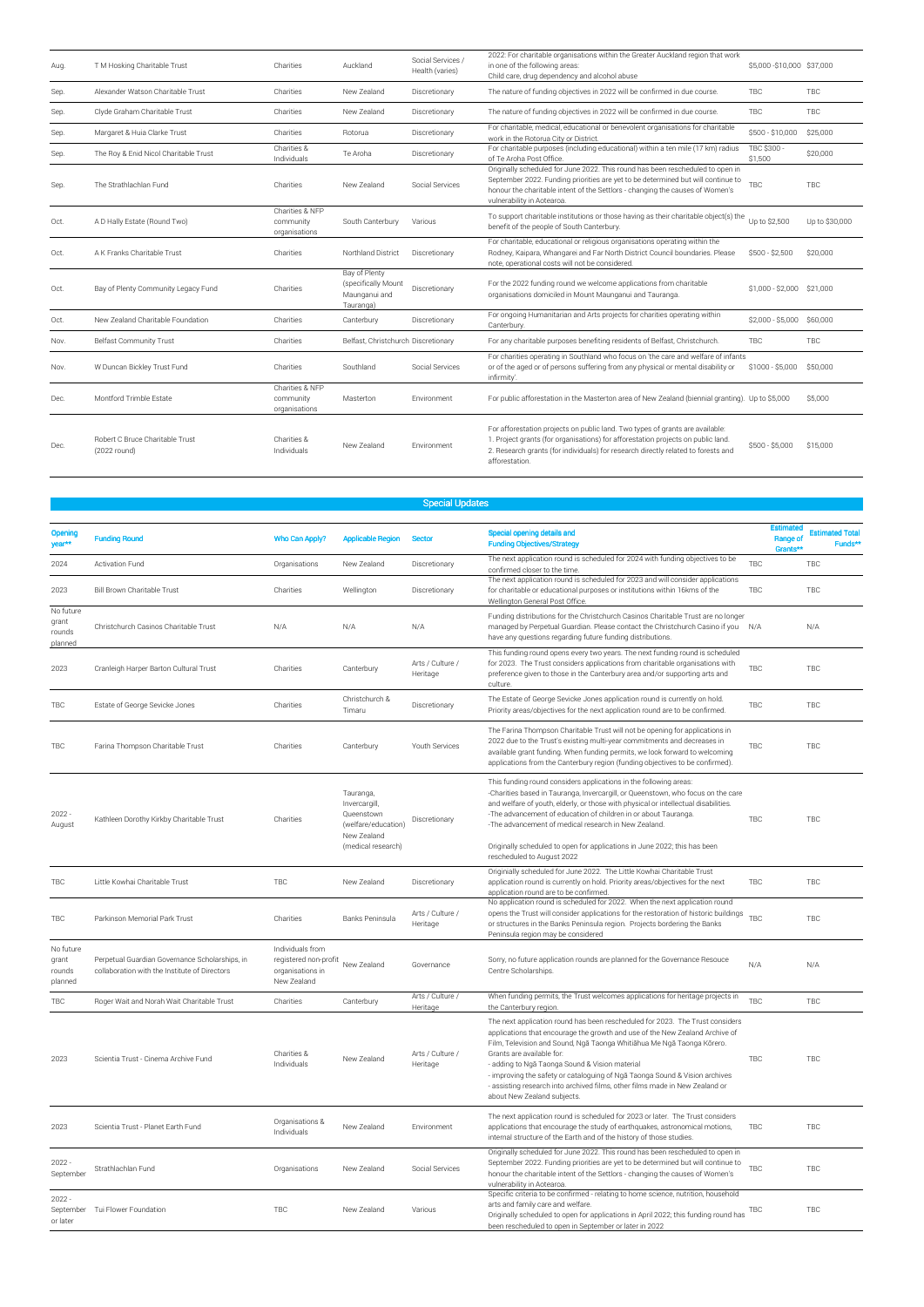| | | | | | | | |
|---|---|---|---|---|---|---|---|
| Aug. | T M Hosking Charitable Trust | Charities | Auckland | Social Services / Health (varies) | 2022: For charitable organisations within the Greater Auckland region that work in one of the following areas: Child care, drug dependency and alcohol abuse | $5,000 -$10,000 | $37,000 |
| Sep. | Alexander Watson Charitable Trust | Charities | New Zealand | Discretionary | The nature of funding objectives in 2022 will be confirmed in due course. | TBC | TBC |
| Sep. | Clyde Graham Charitable Trust | Charities | New Zealand | Discretionary | The nature of funding objectives in 2022 will be confirmed in due course. | TBC | TBC |
| Sep. | Margaret & Huia Clarke Trust | Charities | Rotorua | Discretionary | For charitable, medical, educational or benevolent organisations for charitable work in the Rotorua City or District. | $500 - $10,000 | $25,000 |
| Sep. | The Roy & Enid Nicol Charitable Trust | Charities & Individuals | Te Aroha | Discretionary | For charitable purposes (including educational) within a ten mile (17 km) radius of Te Aroha Post Office. | TBC $300 - $1,500 | $20,000 |
| Sep. | The Strathlachlan Fund | Charities | New Zealand | Social Services | Originally scheduled for June 2022. This round has been rescheduled to open in September 2022. Funding priorities are yet to be determined but will continue to honour the charitable intent of the Settlors - changing the causes of Women's vulnerability in Aotearoa. | TBC | TBC |
| Oct. | A D Hally Estate (Round Two) | Charities & NFP community organisations | South Canterbury | Various | To support charitable institutions or those having as their charitable object(s) the benefit of the people of South Canterbury. | Up to $2,500 | Up to $30,000 |
| Oct. | A K Franks Charitable Trust | Charities | Northland District | Discretionary | For charitable, educational or religious organisations operating within the Rodney, Kaipara, Whangarei and Far North District Council boundaries. Please note, operational costs will not be considered. | $500 - $2,500 | $20,000 |
| Oct. | Bay of Plenty Community Legacy Fund | Charities | Bay of Plenty (specifically Mount Maunganui and Tauranga) | Discretionary | For the 2022 funding round we welcome applications from charitable organisations domiciled in Mount Maunganui and Tauranga. | $1,000 - $2,000 | $21,000 |
| Oct. | New Zealand Charitable Foundation | Charities | Canterbury | Discretionary | For ongoing Humanitarian and Arts projects for charities operating within Canterbury. | $2,000 - $5,000 | $60,000 |
| Nov. | Belfast Community Trust | Charities | Belfast, Christchurch | Discretionary | For any charitable purposes benefiting residents of Belfast, Christchurch. | TBC | TBC |
| Nov. | W Duncan Bickley Trust Fund | Charities | Southland | Social Services | For charities operating in Southland who focus on 'the care and welfare of infants or of the aged or of persons suffering from any physical or mental disability or infirmity'. | $1000 - $5,000 | $50,000 |
| Dec. | Montford Trimble Estate | Charities & NFP community organisations | Masterton | Environment | For public afforestation in the Masterton area of New Zealand (biennial granting). | Up to $5,000 | $5,000 |
| Dec. | Robert C Bruce Charitable Trust (2022 round) | Charities & Individuals | New Zealand | Environment | For afforestation projects on public land. Two types of grants are available: 1. Project grants (for organisations) for afforestation projects on public land. 2. Research grants (for individuals) for research directly related to forests and afforestation. | $500 - $5,000 | $15,000 |

## Special Updates

| Opening year** | Funding Round | Who Can Apply? | Applicable Region | Sector | Special opening details and Funding Objectives/Strategy | Estimated Range of Grants** | Estimated Total Funds** |
|---|---|---|---|---|---|---|---|
| 2024 | Activation Fund | Organisations | New Zealand | Discretionary | The next application round is scheduled for 2024 with funding objectives to be confirmed closer to the time. | TBC | TBC |
| 2023 | Bill Brown Charitable Trust | Charities | Wellington | Discretionary | The next application round is scheduled for 2023 and will consider applications for charitable or educational purposes or institutions within 16kms of the Wellington General Post Office. | TBC | TBC |
| No future grant rounds planned | Christchurch Casinos Charitable Trust | N/A | N/A | N/A | Funding distributions for the Christchurch Casinos Charitable Trust are no longer managed by Perpetual Guardian. Please contact the Christchurch Casino if you have any questions regarding future funding distributions. | N/A | N/A |
| 2023 | Cranleigh Harper Barton Cultural Trust | Charities | Canterbury | Arts / Culture / Heritage | This funding round opens every two years. The next funding round is scheduled for 2023. The Trust considers applications from charitable organisations with preference given to those in the Canterbury area and/or supporting arts and culture. | TBC | TBC |
| TBC | Estate of George Sevicke Jones | Charities | Christchurch & Timaru | Discretionary | The Estate of George Sevicke Jones application round is currently on hold. Priority areas/objectives for the next application round are to be confirmed. | TBC | TBC |
| TBC | Farina Thompson Charitable Trust | Charities | Canterbury | Youth Services | The Farina Thompson Charitable Trust will not be opening for applications in 2022 due to the Trust's existing multi-year commitments and decreases in available grant funding. When funding permits, we look forward to welcoming applications from the Canterbury region (funding objectives to be confirmed). | TBC | TBC |
| 2022 - August | Kathleen Dorothy Kirkby Charitable Trust | Charities | Tauranga, Invercargill, Queenstown (welfare/education) New Zealand (medical research) | Discretionary | This funding round considers applications in the following areas: -Charities based in Tauranga, Invercargill, or Queenstown, who focus on the care and welfare of youth, elderly, or those with physical or intellectual disabilities. -The advancement of education of children in or about Tauranga. -The advancement of medical research in New Zealand. Originally scheduled to open for applications in June 2022; this has been rescheduled to August 2022 | TBC | TBC |
| TBC | Little Kowhai Charitable Trust | TBC | New Zealand | Discretionary | Originially scheduled for June 2022. The Little Kowhai Charitable Trust application round is currently on hold. Priority areas/objectives for the next application round are to be confirmed. | TBC | TBC |
| TBC | Parkinson Memorial Park Trust | Charities | Banks Peninsula | Arts / Culture / Heritage | No application round is scheduled for 2022. When the next application round opens the Trust will consider applications for the restoration of historic buildings or structures in the Banks Peninsula region. Projects bordering the Banks Peninsula region may be considered | TBC | TBC |
| No future grant rounds planned | Perpetual Guardian Governance Scholarships, in collaboration with the Institute of Directors | Individuals from registered non-profit organisations in New Zealand | New Zealand | Governance | Sorry, no future application rounds are planned for the Governance Resouce Centre Scholarships. | N/A | N/A |
| TBC | Roger Wait and Norah Wait Charitable Trust | Charities | Canterbury | Arts / Culture / Heritage | When funding permits, the Trust welcomes applications for heritage projects in the Canterbury region. | TBC | TBC |
| 2023 | Scientia Trust - Cinema Archive Fund | Charities & Individuals | New Zealand | Arts / Culture / Heritage | The next application round has been rescheduled for 2023. The Trust considers applications that encourage the growth and use of the New Zealand Archive of Film, Television and Sound, Ngā Taonga Whitiāhua Me Ngā Taonga Kōrero. Grants are available for: - adding to Ngā Taonga Sound & Vision material - improving the safety or cataloguing of Ngā Taonga Sound & Vision archives - assisting research into archived films, other films made in New Zealand or about New Zealand subjects. | TBC | TBC |
| 2023 | Scientia Trust - Planet Earth Fund | Organisations & Individuals | New Zealand | Environment | The next application round is scheduled for 2023 or later. The Trust considers applications that encourage the study of earthquakes, astronomical motions, internal structure of the Earth and of the history of those studies. | TBC | TBC |
| 2022 - September | Strathlachlan Fund | Organisations | New Zealand | Social Services | Originally scheduled for June 2022. This round has been rescheduled to open in September 2022. Funding priorities are yet to be determined but will continue to honour the charitable intent of the Settlors - changing the causes of Women's vulnerability in Aotearoa. | TBC | TBC |
| 2022 - September or later | Tui Flower Foundation | TBC | New Zealand | Various | Specific criteria to be confirmed - relating to home science, nutrition, household arts and family care and welfare. Originally scheduled to open for applications in April 2022; this funding round has been rescheduled to open in September or later in 2022 | TBC | TBC |